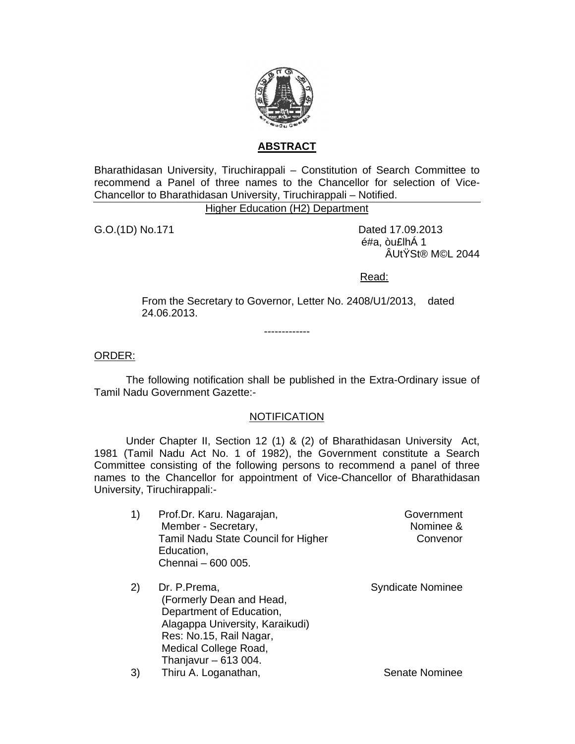## ABSTRACT

Bharathidasan University, Tiruchirappali – Constitution of Search Committee to recommend a Panel of three names to the Chancellor for selection of Vice-Chancellor to Bharathidasan University, Tiruchirappali – Notified.

Higher Education (H2) Department

G.O.(1D) No.171 Dated 17.09.2013
é#a, òu£lhÁ 1
ÂUtŸSt® M©L 2044

Read:

From the Secretary to Governor, Letter No. 2408/U1/2013, dated 24.06.2013.

-------------

ORDER:

The following notification shall be published in the Extra-Ordinary issue of Tamil Nadu Government Gazette:-

NOTIFICATION

Under Chapter II, Section 12 (1) & (2) of Bharathidasan University Act, 1981 (Tamil Nadu Act No. 1 of 1982), the Government constitute a Search Committee consisting of the following persons to recommend a panel of three names to the Chancellor for appointment of Vice-Chancellor of Bharathidasan University, Tiruchirappali:-

| | | |
|---|---|---|
| 1) | Prof.Dr. Karu. Nagarajan, Member - Secretary, Tamil Nadu State Council for Higher Education, Chennai – 600 005. | Government Nominee & Convenor |
| 2) | Dr. P.Prema, (Formerly Dean and Head, Department of Education, Alagappa University, Karaikudi) Res: No.15, Rail Nagar, Medical College Road, Thanjavur – 613 004. | Syndicate Nominee |
| 3) | Thiru A. Loganathan, | Senate Nominee |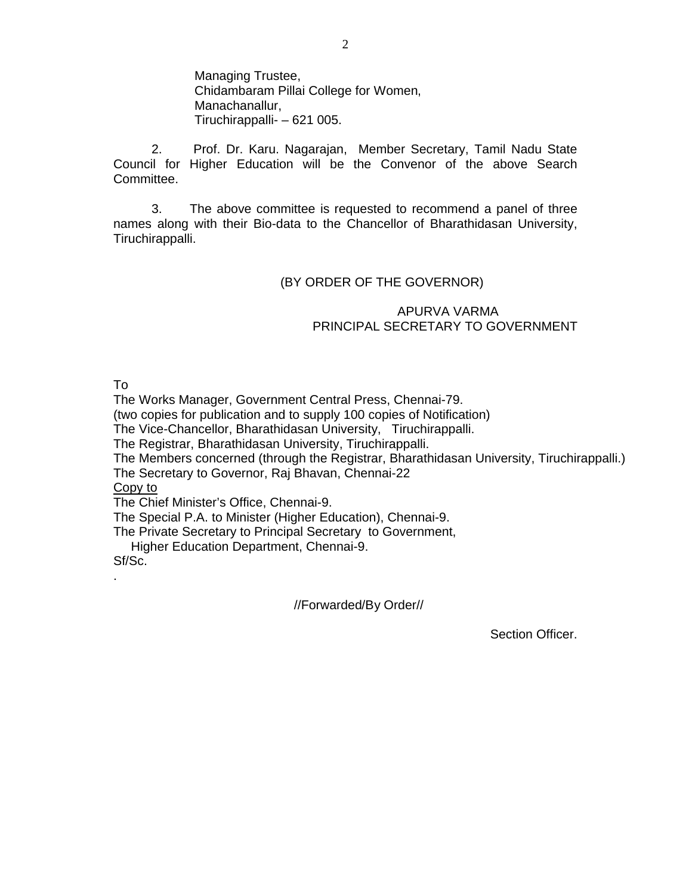Managing Trustee,
Chidambaram Pillai College for Women,
Manachanallur,
Tiruchirappalli- – 621 005.

2. Prof. Dr. Karu. Nagarajan, Member Secretary, Tamil Nadu State Council for Higher Education will be the Convenor of the above Search Committee.

3. The above committee is requested to recommend a panel of three names along with their Bio-data to the Chancellor of Bharathidasan University, Tiruchirappalli.

(BY ORDER OF THE GOVERNOR)

APURVA VARMA
PRINCIPAL SECRETARY TO GOVERNMENT

To
The Works Manager, Government Central Press, Chennai-79.
(two copies for publication and to supply 100 copies of Notification)
The Vice-Chancellor, Bharathidasan University, Tiruchirappalli.
The Registrar, Bharathidasan University, Tiruchirappalli.
The Members concerned (through the Registrar, Bharathidasan University, Tiruchirappalli.)
The Secretary to Governor, Raj Bhavan, Chennai-22
Copy to
The Chief Minister's Office, Chennai-9.
The Special P.A. to Minister (Higher Education), Chennai-9.
The Private Secretary to Principal Secretary to Government,
Higher Education Department, Chennai-9.
Sf/Sc.
.

//Forwarded/By Order//

Section Officer.